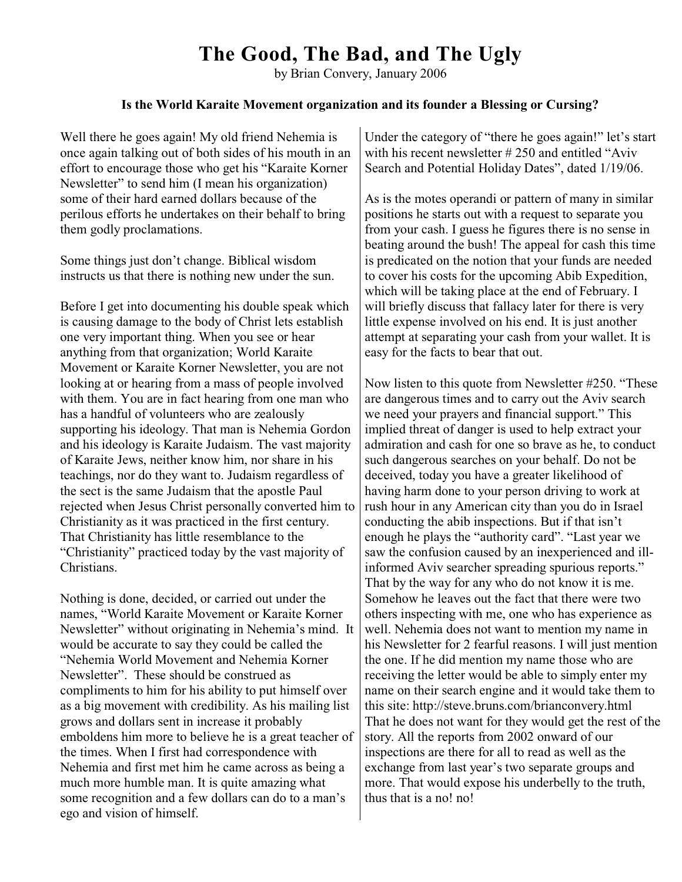# The Good, The Bad, and The Ugly

by Brian Convery, January 2006

**Is the World Karaite Movement organization and its founder a Blessing or Cursing?**

Well there he goes again! My old friend Nehemia is once again talking out of both sides of his mouth in an effort to encourage those who get his "Karaite Korner Newsletter" to send him (I mean his organization) some of their hard earned dollars because of the perilous efforts he undertakes on their behalf to bring them godly proclamations.

Some things just don't change. Biblical wisdom instructs us that there is nothing new under the sun.

Before I get into documenting his double speak which is causing damage to the body of Christ lets establish one very important thing. When you see or hear anything from that organization; World Karaite Movement or Karaite Korner Newsletter, you are not looking at or hearing from a mass of people involved with them. You are in fact hearing from one man who has a handful of volunteers who are zealously supporting his ideology. That man is Nehemia Gordon and his ideology is Karaite Judaism. The vast majority of Karaite Jews, neither know him, nor share in his teachings, nor do they want to. Judaism regardless of the sect is the same Judaism that the apostle Paul rejected when Jesus Christ personally converted him to Christianity as it was practiced in the first century. That Christianity has little resemblance to the "Christianity" practiced today by the vast majority of Christians.

Nothing is done, decided, or carried out under the names, "World Karaite Movement or Karaite Korner Newsletter" without originating in Nehemia's mind. It would be accurate to say they could be called the "Nehemia World Movement and Nehemia Korner Newsletter". These should be construed as compliments to him for his ability to put himself over as a big movement with credibility. As his mailing list grows and dollars sent in increase it probably emboldens him more to believe he is a great teacher of the times. When I first had correspondence with Nehemia and first met him he came across as being a much more humble man. It is quite amazing what some recognition and a few dollars can do to a man's ego and vision of himself.

Under the category of "there he goes again!" let's start with his recent newsletter # 250 and entitled "Aviv Search and Potential Holiday Dates", dated 1/19/06.

As is the motes operandi or pattern of many in similar positions he starts out with a request to separate you from your cash. I guess he figures there is no sense in beating around the bush! The appeal for cash this time is predicated on the notion that your funds are needed to cover his costs for the upcoming Abib Expedition, which will be taking place at the end of February. I will briefly discuss that fallacy later for there is very little expense involved on his end. It is just another attempt at separating your cash from your wallet. It is easy for the facts to bear that out.

Now listen to this quote from Newsletter #250. "These are dangerous times and to carry out the Aviv search we need your prayers and financial support." This implied threat of danger is used to help extract your admiration and cash for one so brave as he, to conduct such dangerous searches on your behalf. Do not be deceived, today you have a greater likelihood of having harm done to your person driving to work at rush hour in any American city than you do in Israel conducting the abib inspections. But if that isn't enough he plays the "authority card". "Last year we saw the confusion caused by an inexperienced and ill-informed Aviv searcher spreading spurious reports." That by the way for any who do not know it is me. Somehow he leaves out the fact that there were two others inspecting with me, one who has experience as well. Nehemia does not want to mention my name in his Newsletter for 2 fearful reasons. I will just mention the one. If he did mention my name those who are receiving the letter would be able to simply enter my name on their search engine and it would take them to this site: http://steve.bruns.com/brianconvery.html That he does not want for they would get the rest of the story. All the reports from 2002 onward of our inspections are there for all to read as well as the exchange from last year's two separate groups and more. That would expose his underbelly to the truth, thus that is a no! no!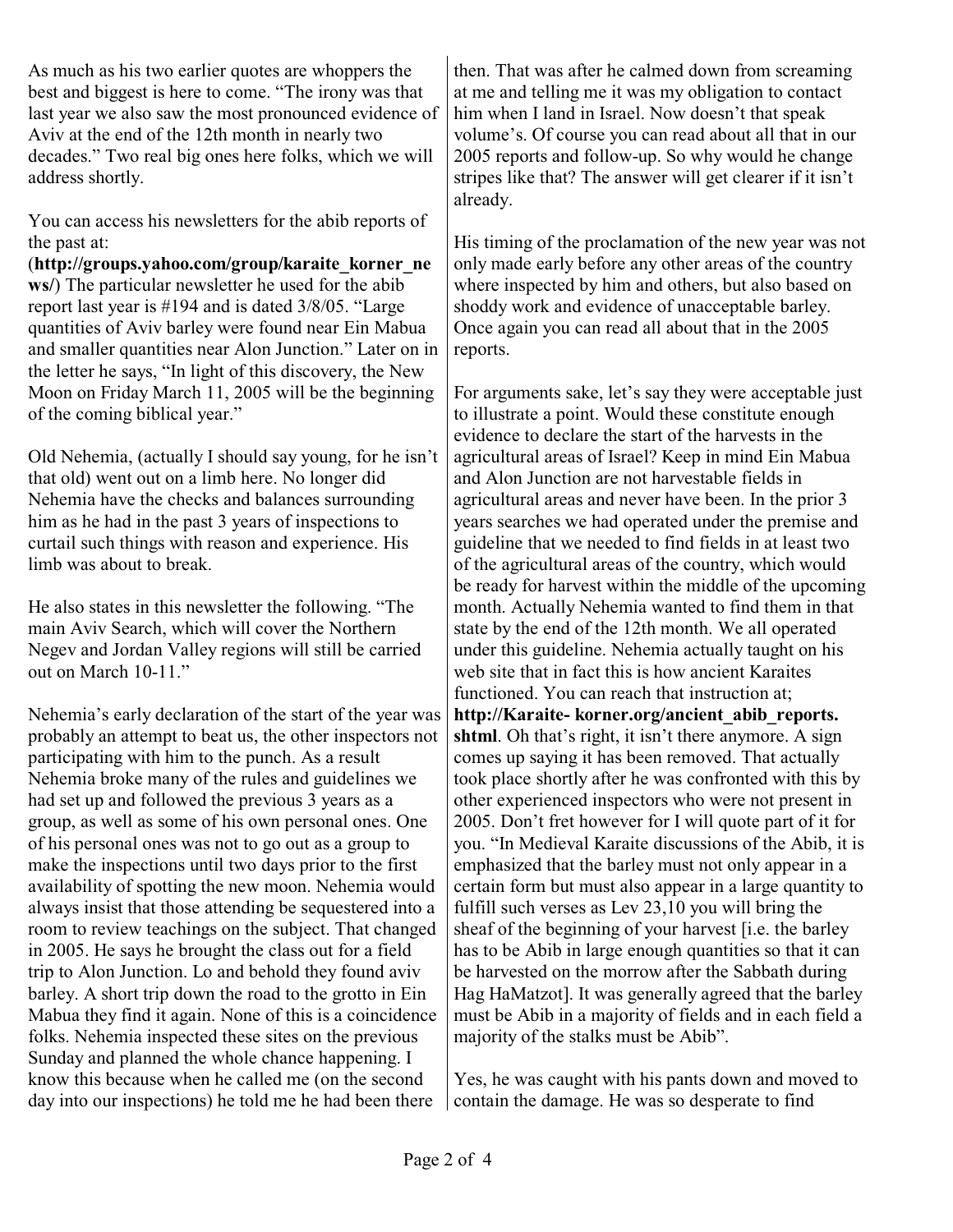As much as his two earlier quotes are whoppers the best and biggest is here to come. "The irony was that last year we also saw the most pronounced evidence of Aviv at the end of the 12th month in nearly two decades." Two real big ones here folks, which we will address shortly.

You can access his newsletters for the abib reports of the past at:
(**http://groups.yahoo.com/group/karaite_korner_news/**) The particular newsletter he used for the abib report last year is #194 and is dated 3/8/05. "Large quantities of Aviv barley were found near Ein Mabua and smaller quantities near Alon Junction." Later on in the letter he says, "In light of this discovery, the New Moon on Friday March 11, 2005 will be the beginning of the coming biblical year."

Old Nehemia, (actually I should say young, for he isn't that old) went out on a limb here. No longer did Nehemia have the checks and balances surrounding him as he had in the past 3 years of inspections to curtail such things with reason and experience. His limb was about to break.

He also states in this newsletter the following. "The main Aviv Search, which will cover the Northern Negev and Jordan Valley regions will still be carried out on March 10-11."

Nehemia's early declaration of the start of the year was probably an attempt to beat us, the other inspectors not participating with him to the punch. As a result Nehemia broke many of the rules and guidelines we had set up and followed the previous 3 years as a group, as well as some of his own personal ones. One of his personal ones was not to go out as a group to make the inspections until two days prior to the first availability of spotting the new moon. Nehemia would always insist that those attending be sequestered into a room to review teachings on the subject. That changed in 2005. He says he brought the class out for a field trip to Alon Junction. Lo and behold they found aviv barley. A short trip down the road to the grotto in Ein Mabua they find it again. None of this is a coincidence folks. Nehemia inspected these sites on the previous Sunday and planned the whole chance happening. I know this because when he called me (on the second day into our inspections) he told me he had been there then. That was after he calmed down from screaming at me and telling me it was my obligation to contact him when I land in Israel. Now doesn't that speak volume's. Of course you can read about all that in our 2005 reports and follow-up. So why would he change stripes like that? The answer will get clearer if it isn't already.

His timing of the proclamation of the new year was not only made early before any other areas of the country where inspected by him and others, but also based on shoddy work and evidence of unacceptable barley. Once again you can read all about that in the 2005 reports.

For arguments sake, let's say they were acceptable just to illustrate a point. Would these constitute enough evidence to declare the start of the harvests in the agricultural areas of Israel? Keep in mind Ein Mabua and Alon Junction are not harvestable fields in agricultural areas and never have been. In the prior 3 years searches we had operated under the premise and guideline that we needed to find fields in at least two of the agricultural areas of the country, which would be ready for harvest within the middle of the upcoming month. Actually Nehemia wanted to find them in that state by the end of the 12th month. We all operated under this guideline. Nehemia actually taught on his web site that in fact this is how ancient Karaites functioned. You can reach that instruction at; **http://Karaite- korner.org/ancient_abib_reports.shtml**. Oh that's right, it isn't there anymore. A sign comes up saying it has been removed. That actually took place shortly after he was confronted with this by other experienced inspectors who were not present in 2005. Don't fret however for I will quote part of it for you. "In Medieval Karaite discussions of the Abib, it is emphasized that the barley must not only appear in a certain form but must also appear in a large quantity to fulfill such verses as Lev 23,10 you will bring the sheaf of the beginning of your harvest [i.e. the barley has to be Abib in large enough quantities so that it can be harvested on the morrow after the Sabbath during Hag HaMatzot]. It was generally agreed that the barley must be Abib in a majority of fields and in each field a majority of the stalks must be Abib".

Yes, he was caught with his pants down and moved to contain the damage. He was so desperate to find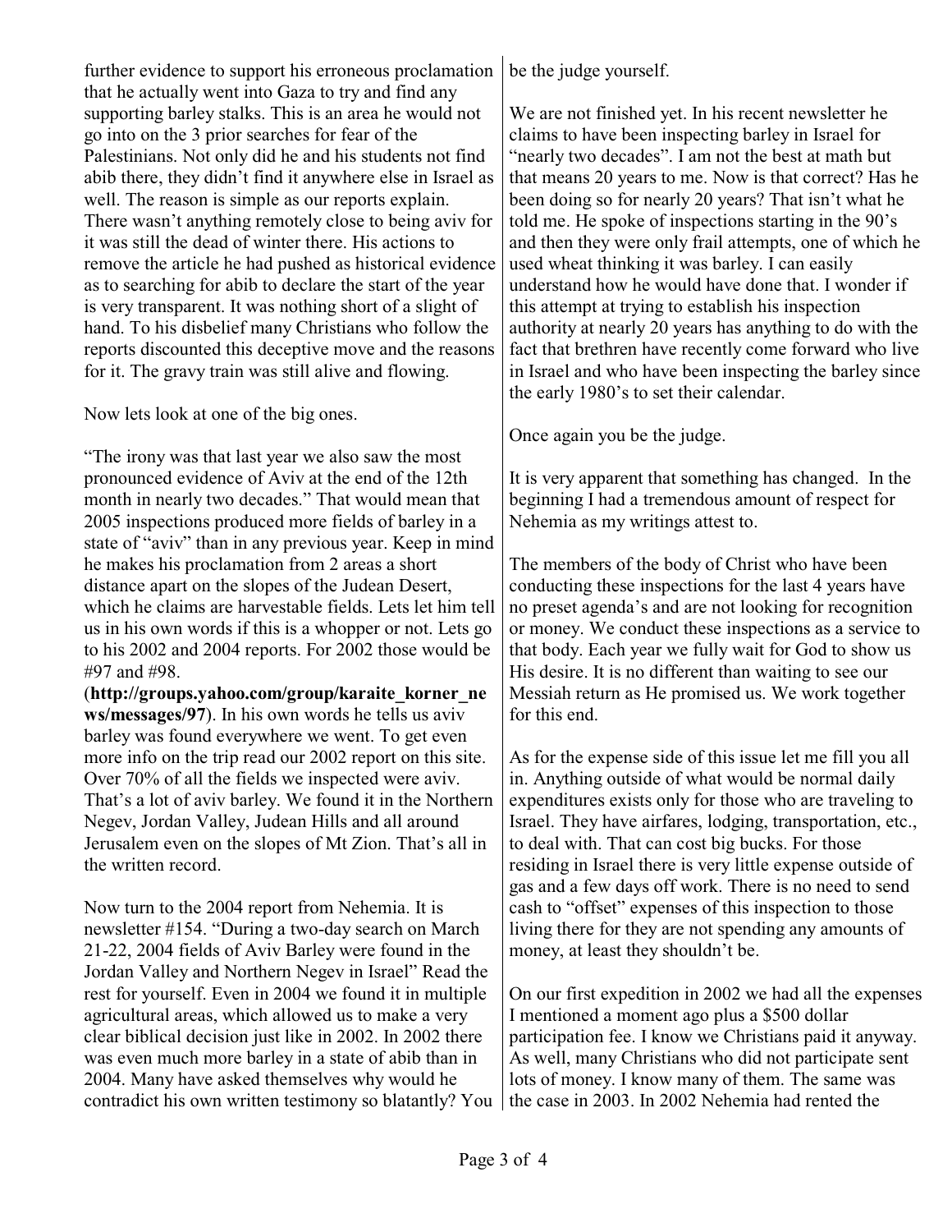further evidence to support his erroneous proclamation that he actually went into Gaza to try and find any supporting barley stalks. This is an area he would not go into on the 3 prior searches for fear of the Palestinians. Not only did he and his students not find abib there, they didn't find it anywhere else in Israel as well. The reason is simple as our reports explain. There wasn't anything remotely close to being aviv for it was still the dead of winter there. His actions to remove the article he had pushed as historical evidence as to searching for abib to declare the start of the year is very transparent. It was nothing short of a slight of hand. To his disbelief many Christians who follow the reports discounted this deceptive move and the reasons for it. The gravy train was still alive and flowing.

Now lets look at one of the big ones.

"The irony was that last year we also saw the most pronounced evidence of Aviv at the end of the 12th month in nearly two decades." That would mean that 2005 inspections produced more fields of barley in a state of "aviv" than in any previous year. Keep in mind he makes his proclamation from 2 areas a short distance apart on the slopes of the Judean Desert, which he claims are harvestable fields. Lets let him tell us in his own words if this is a whopper or not. Lets go to his 2002 and 2004 reports. For 2002 those would be #97 and #98.
(**http://groups.yahoo.com/group/karaite_korner_news/messages/97**). In his own words he tells us aviv barley was found everywhere we went. To get even more info on the trip read our 2002 report on this site. Over 70% of all the fields we inspected were aviv. That's a lot of aviv barley. We found it in the Northern Negev, Jordan Valley, Judean Hills and all around Jerusalem even on the slopes of Mt Zion. That's all in the written record.

Now turn to the 2004 report from Nehemia. It is newsletter #154. "During a two-day search on March 21-22, 2004 fields of Aviv Barley were found in the Jordan Valley and Northern Negev in Israel" Read the rest for yourself. Even in 2004 we found it in multiple agricultural areas, which allowed us to make a very clear biblical decision just like in 2002. In 2002 there was even much more barley in a state of abib than in 2004. Many have asked themselves why would he contradict his own written testimony so blatantly? You be the judge yourself.

We are not finished yet. In his recent newsletter he claims to have been inspecting barley in Israel for "nearly two decades". I am not the best at math but that means 20 years to me. Now is that correct? Has he been doing so for nearly 20 years? That isn't what he told me. He spoke of inspections starting in the 90's and then they were only frail attempts, one of which he used wheat thinking it was barley. I can easily understand how he would have done that. I wonder if this attempt at trying to establish his inspection authority at nearly 20 years has anything to do with the fact that brethren have recently come forward who live in Israel and who have been inspecting the barley since the early 1980's to set their calendar.

Once again you be the judge.

It is very apparent that something has changed. In the beginning I had a tremendous amount of respect for Nehemia as my writings attest to.

The members of the body of Christ who have been conducting these inspections for the last 4 years have no preset agenda's and are not looking for recognition or money. We conduct these inspections as a service to that body. Each year we fully wait for God to show us His desire. It is no different than waiting to see our Messiah return as He promised us. We work together for this end.

As for the expense side of this issue let me fill you all in. Anything outside of what would be normal daily expenditures exists only for those who are traveling to Israel. They have airfares, lodging, transportation, etc., to deal with. That can cost big bucks. For those residing in Israel there is very little expense outside of gas and a few days off work. There is no need to send cash to "offset" expenses of this inspection to those living there for they are not spending any amounts of money, at least they shouldn't be.

On our first expedition in 2002 we had all the expenses I mentioned a moment ago plus a $500 dollar participation fee. I know we Christians paid it anyway. As well, many Christians who did not participate sent lots of money. I know many of them. The same was the case in 2003. In 2002 Nehemia had rented the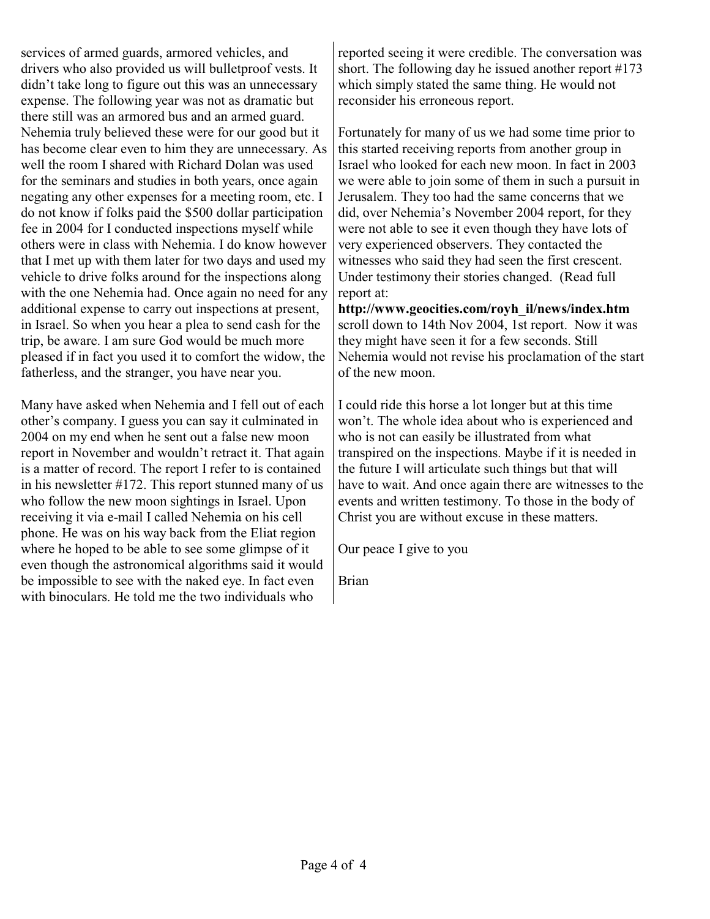services of armed guards, armored vehicles, and drivers who also provided us will bulletproof vests. It didn't take long to figure out this was an unnecessary expense. The following year was not as dramatic but there still was an armored bus and an armed guard. Nehemia truly believed these were for our good but it has become clear even to him they are unnecessary. As well the room I shared with Richard Dolan was used for the seminars and studies in both years, once again negating any other expenses for a meeting room, etc. I do not know if folks paid the $500 dollar participation fee in 2004 for I conducted inspections myself while others were in class with Nehemia. I do know however that I met up with them later for two days and used my vehicle to drive folks around for the inspections along with the one Nehemia had. Once again no need for any additional expense to carry out inspections at present, in Israel. So when you hear a plea to send cash for the trip, be aware. I am sure God would be much more pleased if in fact you used it to comfort the widow, the fatherless, and the stranger, you have near you.

Many have asked when Nehemia and I fell out of each other's company. I guess you can say it culminated in 2004 on my end when he sent out a false new moon report in November and wouldn't retract it. That again is a matter of record. The report I refer to is contained in his newsletter #172. This report stunned many of us who follow the new moon sightings in Israel. Upon receiving it via e-mail I called Nehemia on his cell phone. He was on his way back from the Eliat region where he hoped to be able to see some glimpse of it even though the astronomical algorithms said it would be impossible to see with the naked eye. In fact even with binoculars. He told me the two individuals who reported seeing it were credible. The conversation was short. The following day he issued another report #173 which simply stated the same thing. He would not reconsider his erroneous report.

Fortunately for many of us we had some time prior to this started receiving reports from another group in Israel who looked for each new moon. In fact in 2003 we were able to join some of them in such a pursuit in Jerusalem. They too had the same concerns that we did, over Nehemia's November 2004 report, for they were not able to see it even though they have lots of very experienced observers. They contacted the witnesses who said they had seen the first crescent. Under testimony their stories changed. (Read full report at: **http://www.geocities.com/royh_il/news/index.htm** scroll down to 14th Nov 2004, 1st report. Now it was they might have seen it for a few seconds. Still Nehemia would not revise his proclamation of the start of the new moon.

I could ride this horse a lot longer but at this time won't. The whole idea about who is experienced and who is not can easily be illustrated from what transpired on the inspections. Maybe if it is needed in the future I will articulate such things but that will have to wait. And once again there are witnesses to the events and written testimony. To those in the body of Christ you are without excuse in these matters.

Our peace I give to you

Brian